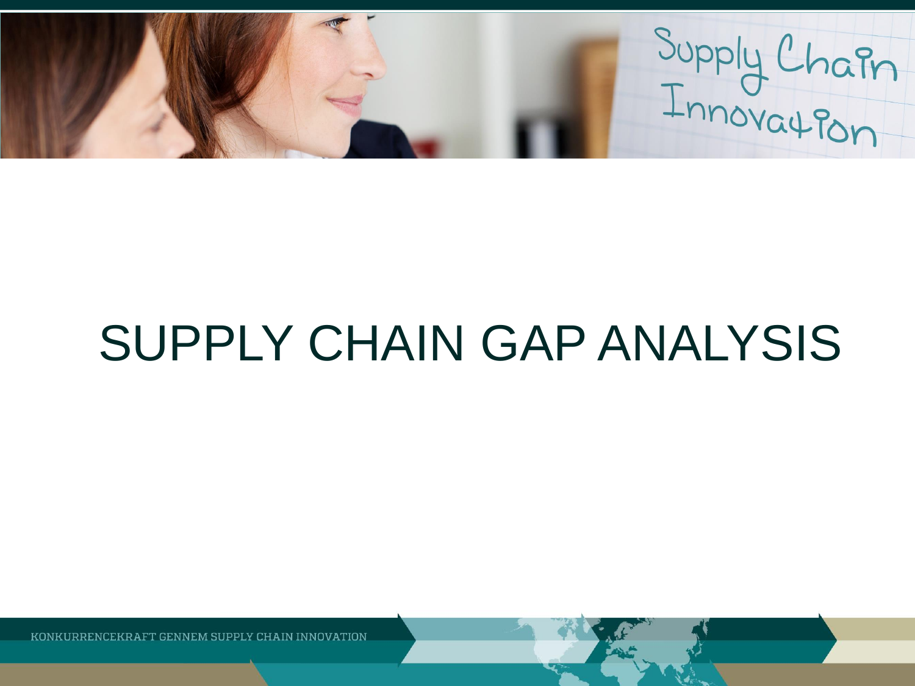# SUPPLY CHAIN GAP ANALYSIS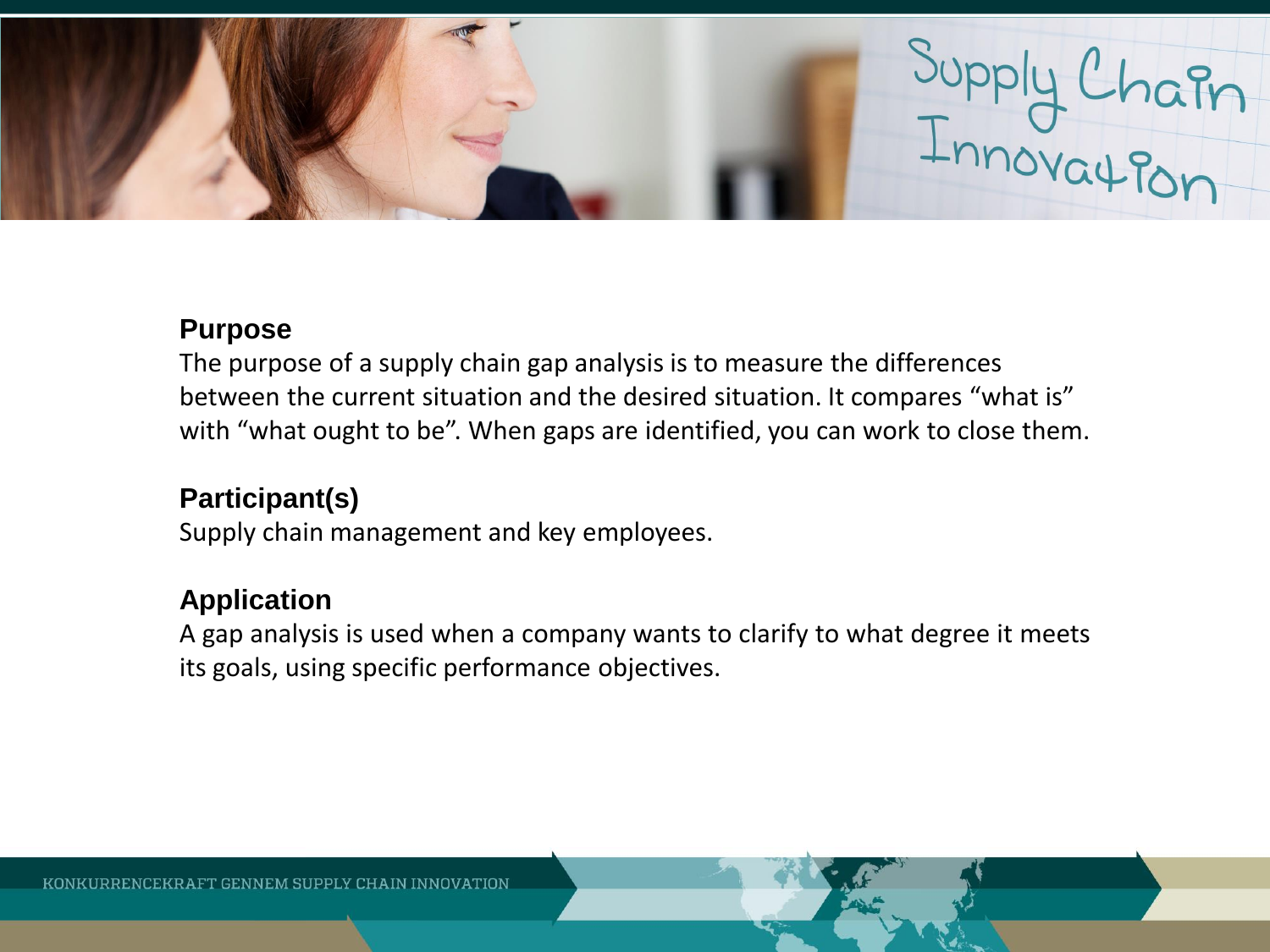## Purpose

The purpose of a supply chain gap analysis is to measure the differences between the current situation and the desired situation. It compares "what is" with "what ought to be". When gaps are identified, you can work to close them.

## Participant(s)

Supply chain management and key employees.

## Application

A gap analysis is used when a company wants to clarify to what degree it meets its goals, using specific performance objectives.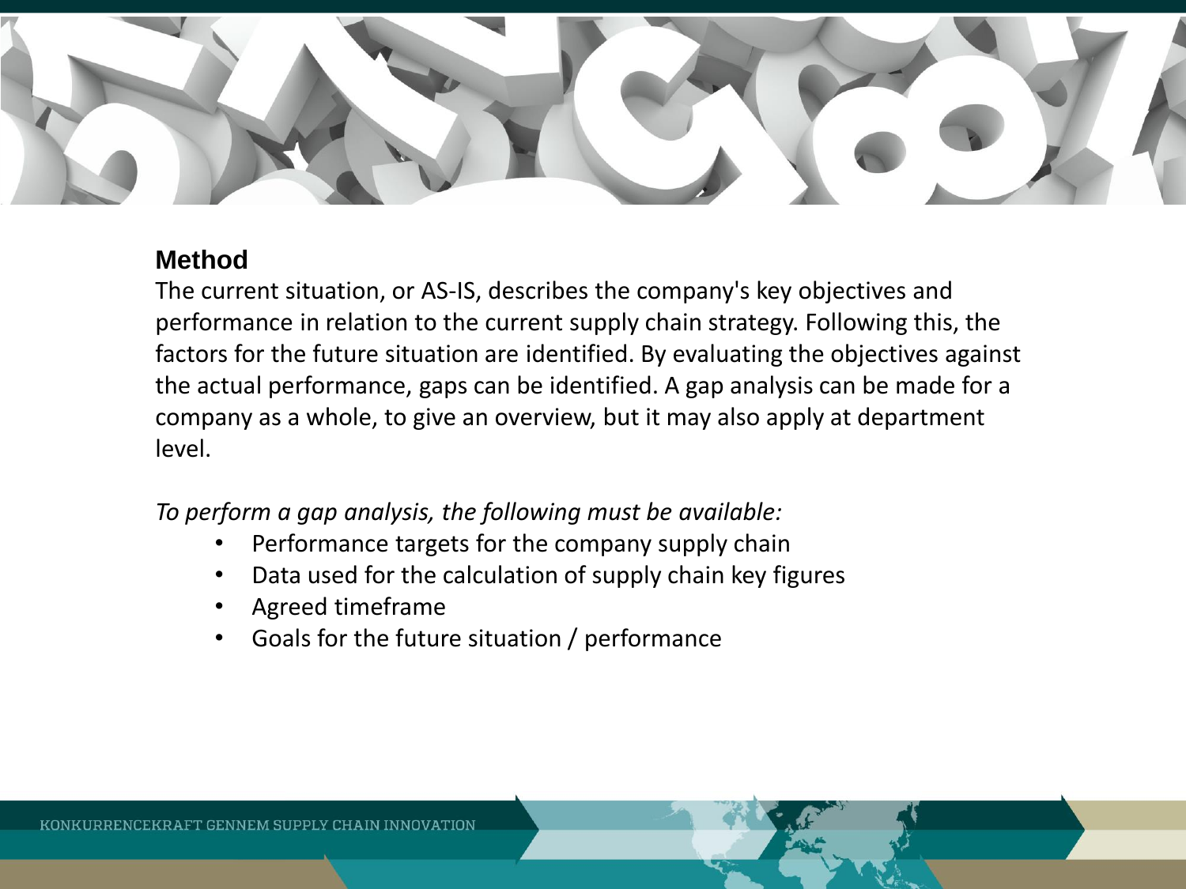## Method

The current situation, or AS-IS, describes the company's key objectives and performance in relation to the current supply chain strategy. Following this, the factors for the future situation are identified. By evaluating the objectives against the actual performance, gaps can be identified. A gap analysis can be made for a company as a whole, to give an overview, but it may also apply at department level.

*To perform a gap analysis, the following must be available:*

- Performance targets for the company supply chain
- Data used for the calculation of supply chain key figures
- Agreed timeframe
- Goals for the future situation / performance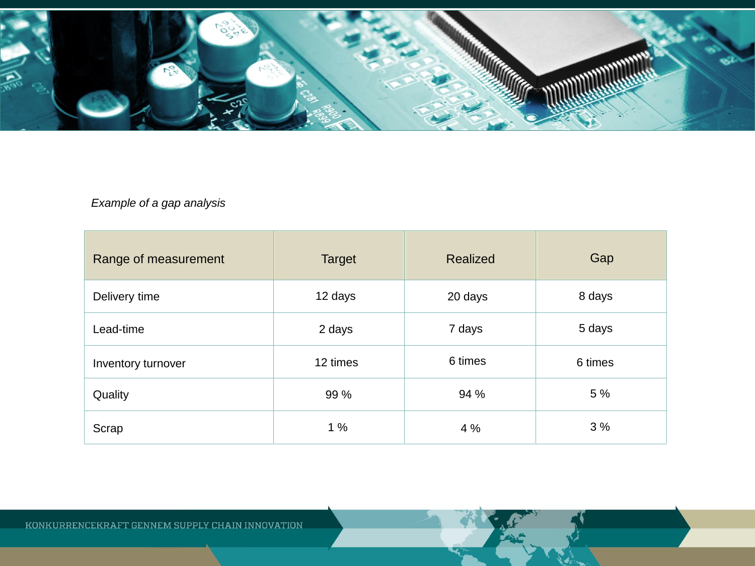*Example of a gap analysis*

| Range of measurement | Target | Realized | Gap |
|---|---|---|---|
| Delivery time | 12 days | 20 days | 8 days |
| Lead-time | 2 days | 7 days | 5 days |
| Inventory turnover | 12 times | 6 times | 6 times |
| Quality | 99 % | 94 % | 5 % |
| Scrap | 1 % | 4 % | 3 % |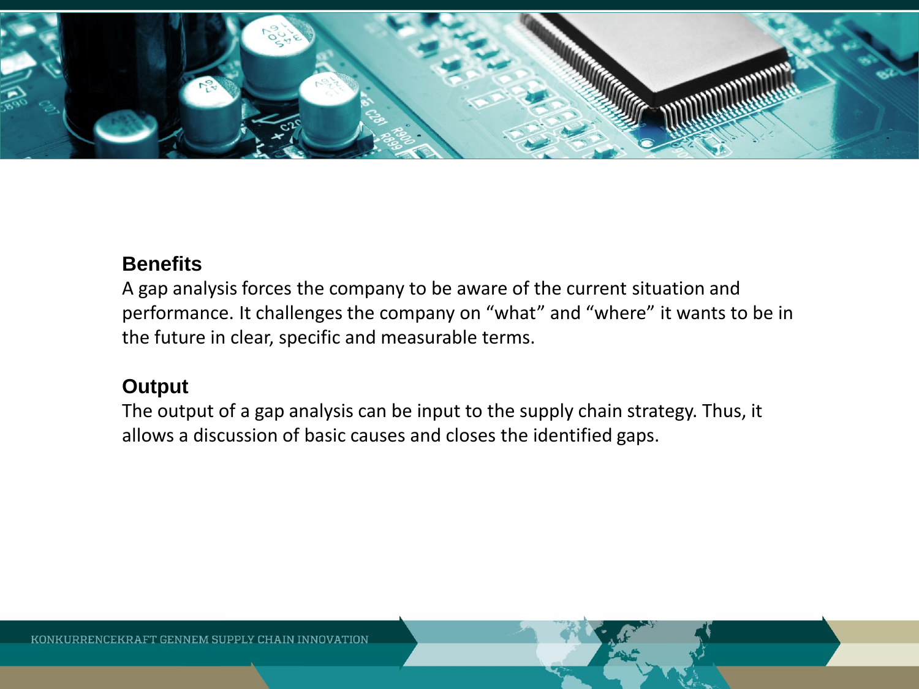## Benefits

A gap analysis forces the company to be aware of the current situation and performance. It challenges the company on "what" and "where" it wants to be in the future in clear, specific and measurable terms.

## Output

The output of a gap analysis can be input to the supply chain strategy. Thus, it allows a discussion of basic causes and closes the identified gaps.